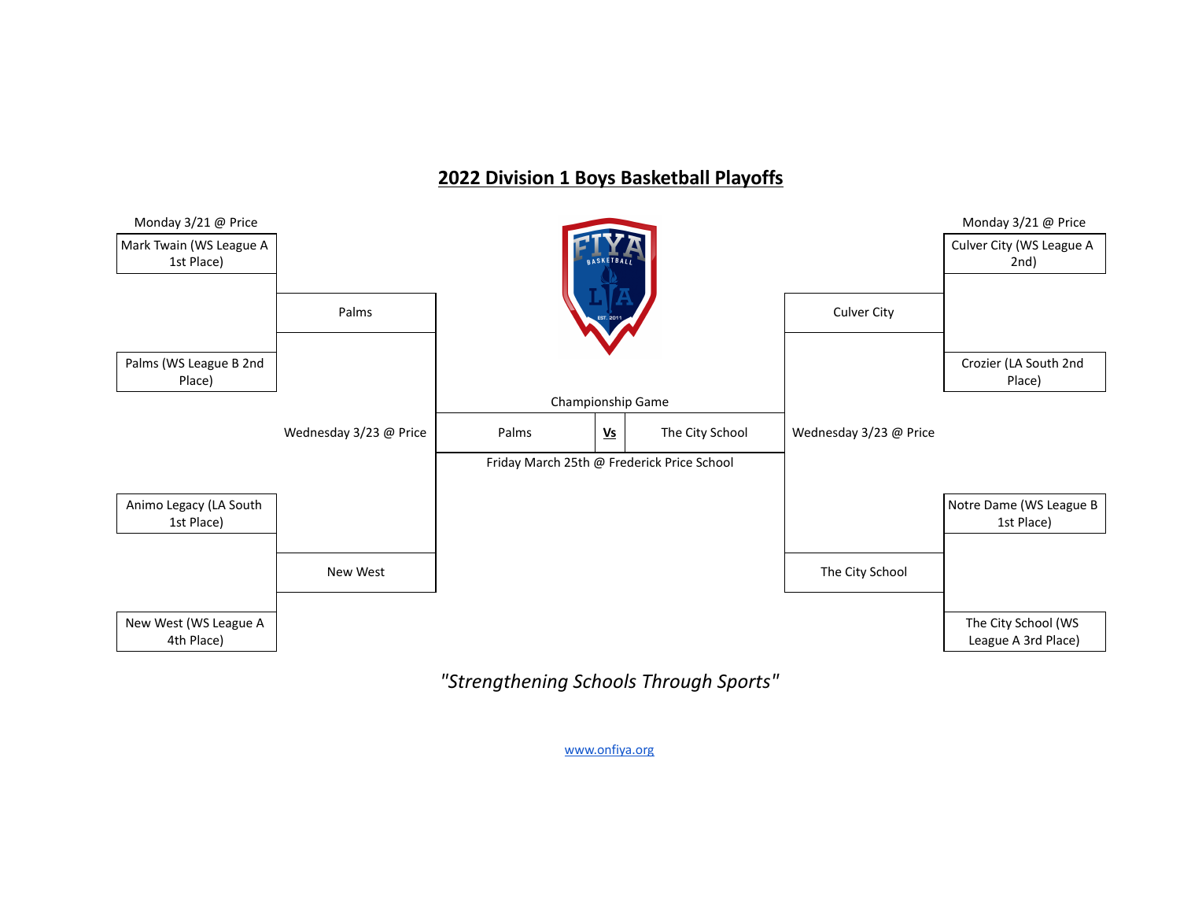# 2022 Division 1 Boys Basketball Playoffs

**Monday 3/21 @ Price**

- Mark Twain (WS League A 1st Place)
- Palms (WS League B 2nd Place)

Winner: Palms

- Animo Legacy (LA South 1st Place)
- New West (WS League A 4th Place)

Winner: New West

**Wednesday 3/23 @ Price**

**Monday 3/21 @ Price**

- Culver City (WS League A 2nd)
- Crozier (LA South 2nd Place)

Winner: Culver City

- Notre Dame (WS League B 1st Place)
- The City School (WS League A 3rd Place)

Winner: The City School

**Wednesday 3/23 @ Price**

**Championship Game**

| Palms | **Vs** | The City School |
|---|---|---|

Friday March 25th @ Frederick Price School

*"Strengthening Schools Through Sports"*

www.onfiya.org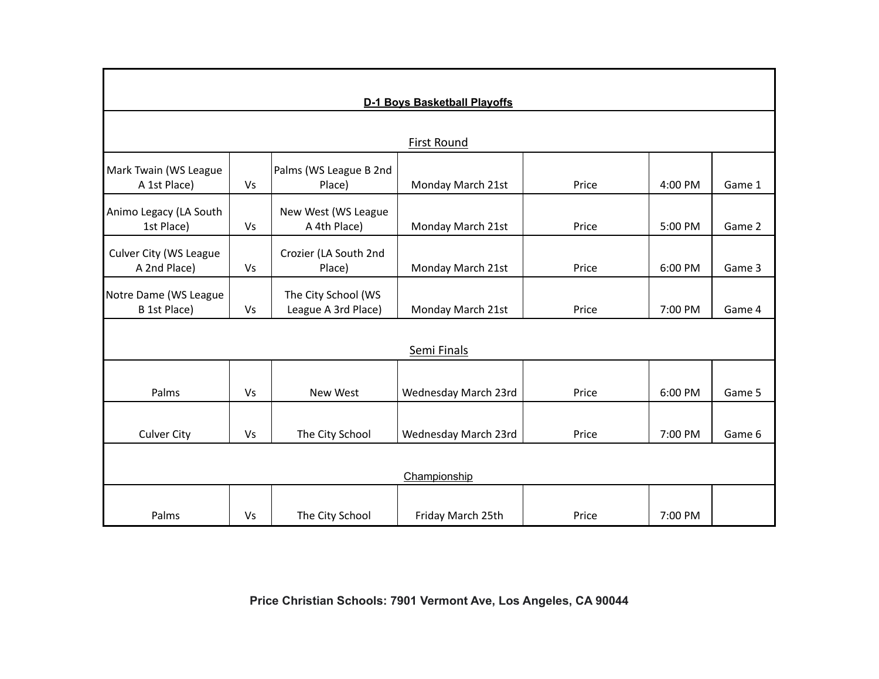## D-1 Boys Basketball Playoffs

### First Round

| | | | | | | |
|---|---|---|---|---|---|---|
| Mark Twain (WS League A 1st Place) | Vs | Palms (WS League B 2nd Place) | Monday March 21st | Price | 4:00 PM | Game 1 |
| Animo Legacy (LA South 1st Place) | Vs | New West (WS League A 4th Place) | Monday March 21st | Price | 5:00 PM | Game 2 |
| Culver City (WS League A 2nd Place) | Vs | Crozier (LA South 2nd Place) | Monday March 21st | Price | 6:00 PM | Game 3 |
| Notre Dame (WS League B 1st Place) | Vs | The City School (WS League A 3rd Place) | Monday March 21st | Price | 7:00 PM | Game 4 |

### Semi Finals

| | | | | | | |
|---|---|---|---|---|---|---|
| Palms | Vs | New West | Wednesday March 23rd | Price | 6:00 PM | Game 5 |
| Culver City | Vs | The City School | Wednesday March 23rd | Price | 7:00 PM | Game 6 |

### Championship

| | | | | | | |
|---|---|---|---|---|---|---|
| Palms | Vs | The City School | Friday March 25th | Price | 7:00 PM | |

**Price Christian Schools: 7901 Vermont Ave, Los Angeles, CA 90044**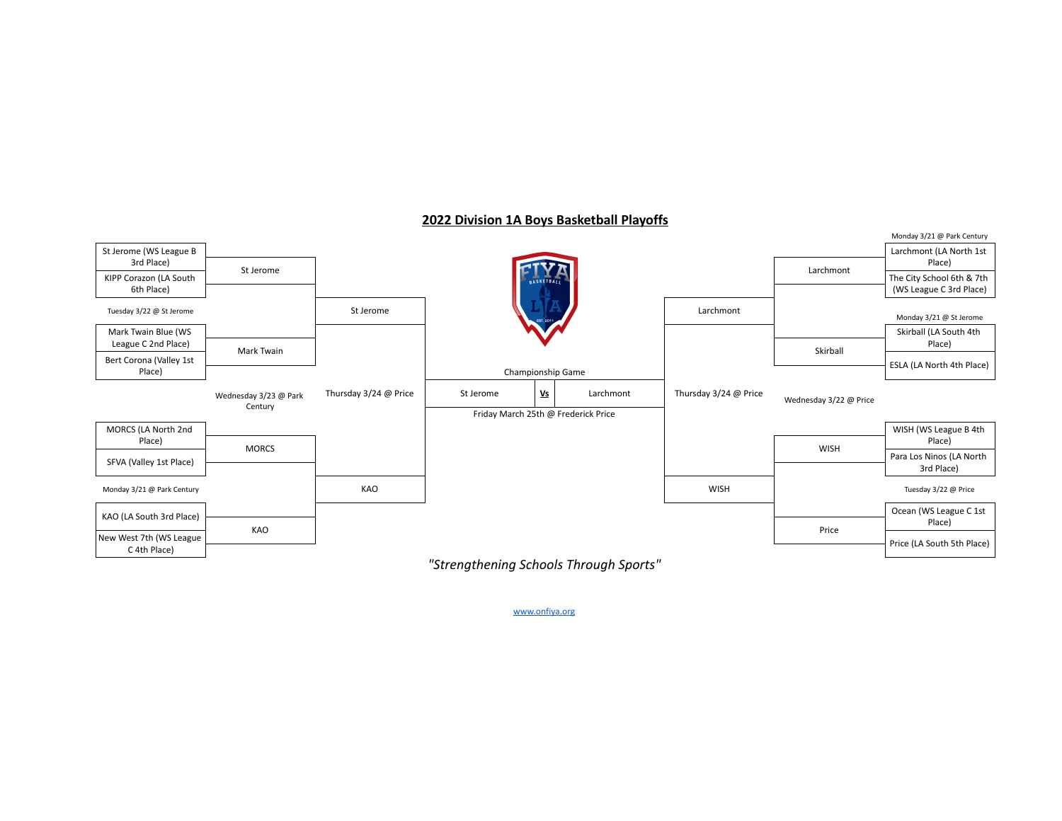## 2022 Division 1A Boys Basketball Playoffs

### Left Bracket

**Tuesday 3/22 @ St Jerome**
- St Jerome (WS League B 3rd Place)
- KIPP Corazon (LA South 6th Place)
- Winner: St Jerome

- Mark Twain Blue (WS League C 2nd Place)
- Bert Corona (Valley 1st Place)
- Winner: Mark Twain

**Wednesday 3/23 @ Park Century**
- St Jerome vs Mark Twain
- Winner: St Jerome

**Monday 3/21 @ Park Century**
- MORCS (LA North 2nd Place)
- SFVA (Valley 1st Place)
- Winner: MORCS

- KAO (LA South 3rd Place)
- New West 7th (WS League C 4th Place)
- Winner: KAO

- MORCS vs KAO
- Winner: KAO

**Thursday 3/24 @ Price**
- St Jerome vs KAO
- Winner: St Jerome

### Right Bracket

**Monday 3/21 @ Park Century**
- Larchmont (LA North 1st Place)
- The City School 6th & 7th (WS League C 3rd Place)
- Winner: Larchmont

**Monday 3/21 @ St Jerome**
- Skirball (LA South 4th Place)
- ESLA (LA North 4th Place)
- Winner: Skirball

**Wednesday 3/22 @ Price**
- Larchmont vs Skirball
- Winner: Larchmont

- WISH (WS League B 4th Place)
- Para Los Ninos (LA North 3rd Place)
- Winner: WISH

**Tuesday 3/22 @ Price**
- Ocean (WS League C 1st Place)
- Price (LA South 5th Place)
- Winner: Price

- WISH vs Price
- Winner: WISH

**Thursday 3/24 @ Price**
- Larchmont vs WISH
- Winner: Larchmont

### Championship Game

St Jerome **Vs** Larchmont

Friday March 25th @ Frederick Price

*"Strengthening Schools Through Sports"*

www.onfiya.org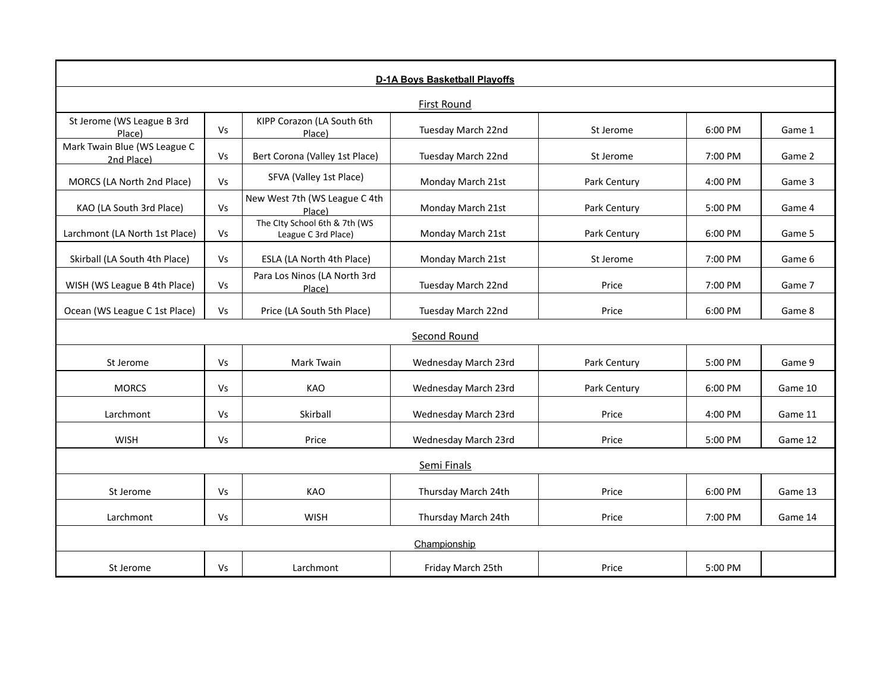## D-1A Boys Basketball Playoffs

### First Round

| Team | | Opponent | Date | Location | Time | Game |
|---|---|---|---|---|---|---|
| St Jerome (WS League B 3rd Place) | Vs | KIPP Corazon (LA South 6th Place) | Tuesday March 22nd | St Jerome | 6:00 PM | Game 1 |
| Mark Twain Blue (WS League C 2nd Place) | Vs | Bert Corona (Valley 1st Place) | Tuesday March 22nd | St Jerome | 7:00 PM | Game 2 |
| MORCS (LA North 2nd Place) | Vs | SFVA (Valley 1st Place) | Monday March 21st | Park Century | 4:00 PM | Game 3 |
| KAO (LA South 3rd Place) | Vs | New West 7th (WS League C 4th Place) | Monday March 21st | Park Century | 5:00 PM | Game 4 |
| Larchmont (LA North 1st Place) | Vs | The CIty School 6th & 7th (WS League C 3rd Place) | Monday March 21st | Park Century | 6:00 PM | Game 5 |
| Skirball (LA South 4th Place) | Vs | ESLA (LA North 4th Place) | Monday March 21st | St Jerome | 7:00 PM | Game 6 |
| WISH (WS League B 4th Place) | Vs | Para Los Ninos (LA North 3rd Place) | Tuesday March 22nd | Price | 7:00 PM | Game 7 |
| Ocean (WS League C 1st Place) | Vs | Price (LA South 5th Place) | Tuesday March 22nd | Price | 6:00 PM | Game 8 |

### Second Round

| Team | | Opponent | Date | Location | Time | Game |
|---|---|---|---|---|---|---|
| St Jerome | Vs | Mark Twain | Wednesday March 23rd | Park Century | 5:00 PM | Game 9 |
| MORCS | Vs | KAO | Wednesday March 23rd | Park Century | 6:00 PM | Game 10 |
| Larchmont | Vs | Skirball | Wednesday March 23rd | Price | 4:00 PM | Game 11 |
| WISH | Vs | Price | Wednesday March 23rd | Price | 5:00 PM | Game 12 |

### Semi Finals

| Team | | Opponent | Date | Location | Time | Game |
|---|---|---|---|---|---|---|
| St Jerome | Vs | KAO | Thursday March 24th | Price | 6:00 PM | Game 13 |
| Larchmont | Vs | WISH | Thursday March 24th | Price | 7:00 PM | Game 14 |

### Championship

| Team | | Opponent | Date | Location | Time | Game |
|---|---|---|---|---|---|---|
| St Jerome | Vs | Larchmont | Friday March 25th | Price | 5:00 PM | |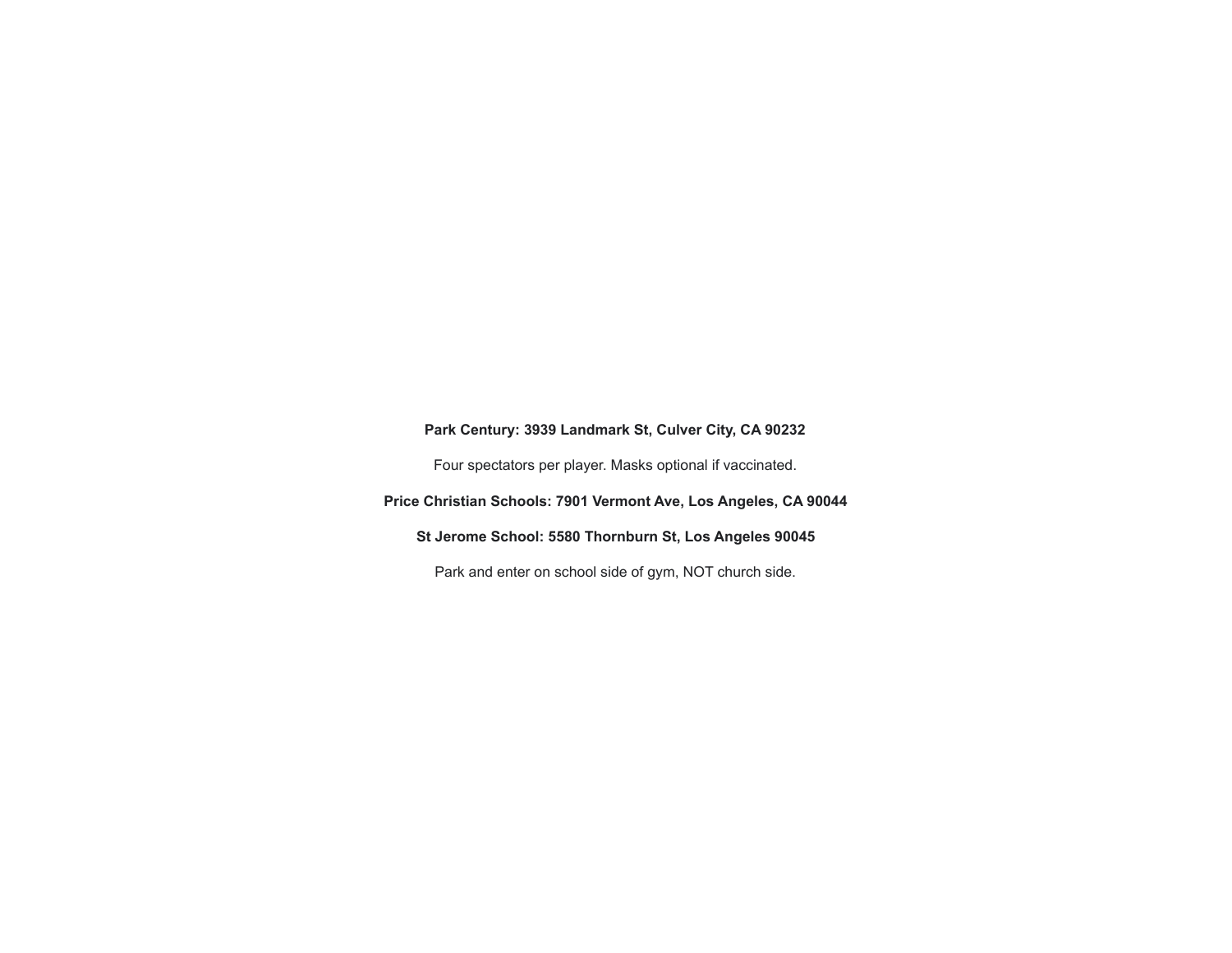**Park Century: 3939 Landmark St, Culver City, CA 90232**

Four spectators per player. Masks optional if vaccinated.

**Price Christian Schools: 7901 Vermont Ave, Los Angeles, CA 90044**

**St Jerome School: 5580 Thornburn St, Los Angeles 90045**

Park and enter on school side of gym, NOT church side.